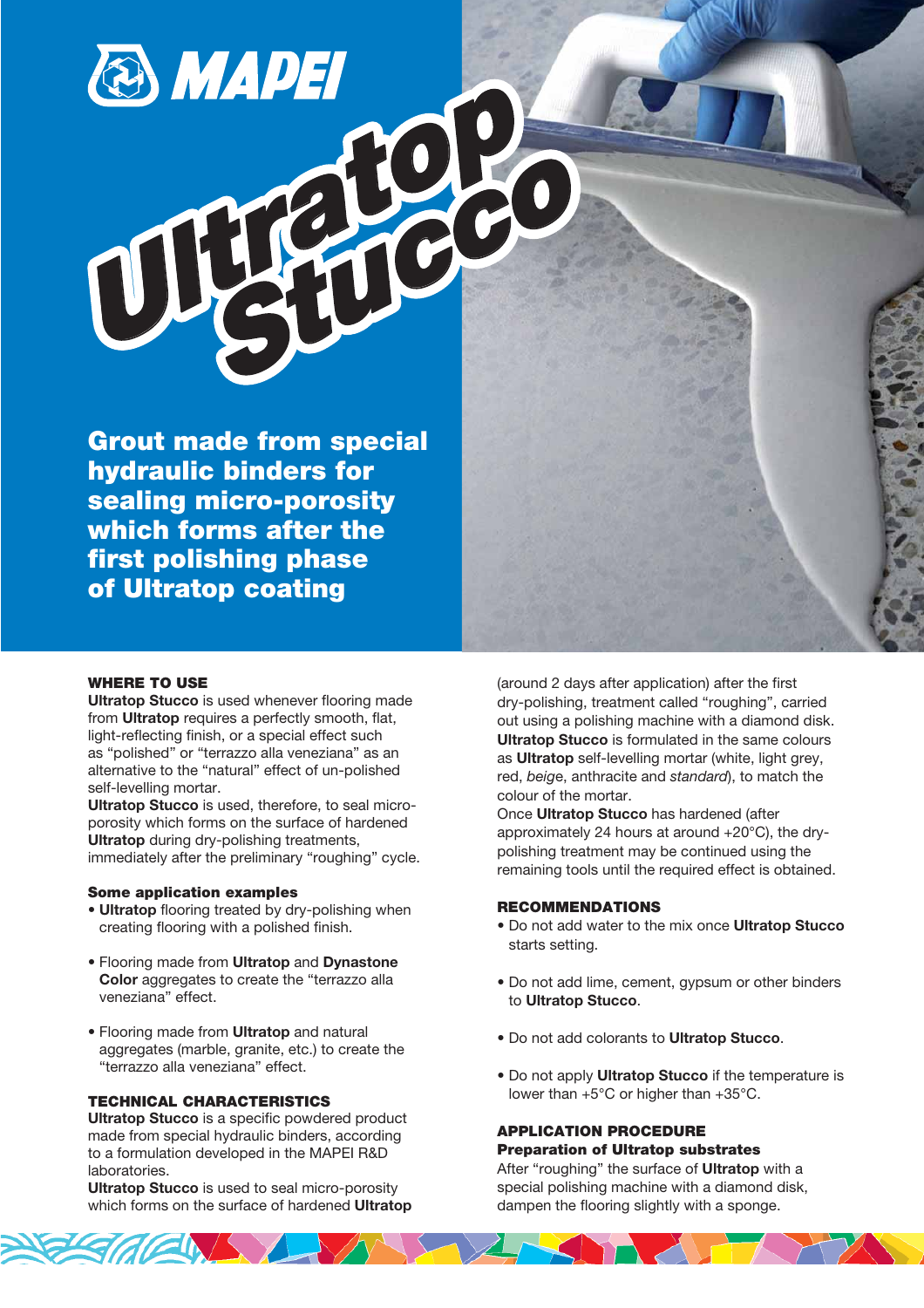MAPEI

# Ultratop Stucco

## Grout made from special hydraulic binders for sealing micro-porosity which forms after the first polishing phase of Ultratop coating

### WHERE TO USE

**Ultratop Stucco** is used whenever flooring made from **Ultratop** requires a perfectly smooth, flat, light-reflecting finish, or a special effect such as "polished" or "terrazzo alla veneziana" as an alternative to the "natural" effect of un-polished self-levelling mortar.
**Ultratop Stucco** is used, therefore, to seal micro-porosity which forms on the surface of hardened **Ultratop** during dry-polishing treatments, immediately after the preliminary "roughing" cycle.

#### Some application examples

- **Ultratop** flooring treated by dry-polishing when creating flooring with a polished finish.
- Flooring made from **Ultratop** and **Dynastone Color** aggregates to create the "terrazzo alla veneziana" effect.
- Flooring made from **Ultratop** and natural aggregates (marble, granite, etc.) to create the "terrazzo alla veneziana" effect.

### TECHNICAL CHARACTERISTICS

**Ultratop Stucco** is a specific powdered product made from special hydraulic binders, according to a formulation developed in the MAPEI R&D laboratories.
**Ultratop Stucco** is used to seal micro-porosity which forms on the surface of hardened **Ultratop** (around 2 days after application) after the first dry-polishing, treatment called "roughing", carried out using a polishing machine with a diamond disk.
**Ultratop Stucco** is formulated in the same colours as **Ultratop** self-levelling mortar (white, light grey, red, *beige*, anthracite and *standard*), to match the colour of the mortar.
Once **Ultratop Stucco** has hardened (after approximately 24 hours at around +20°C), the dry-polishing treatment may be continued using the remaining tools until the required effect is obtained.

### RECOMMENDATIONS

- Do not add water to the mix once **Ultratop Stucco** starts setting.
- Do not add lime, cement, gypsum or other binders to **Ultratop Stucco**.
- Do not add colorants to **Ultratop Stucco**.
- Do not apply **Ultratop Stucco** if the temperature is lower than +5°C or higher than +35°C.

### APPLICATION PROCEDURE

#### Preparation of Ultratop substrates

After "roughing" the surface of **Ultratop** with a special polishing machine with a diamond disk, dampen the flooring slightly with a sponge.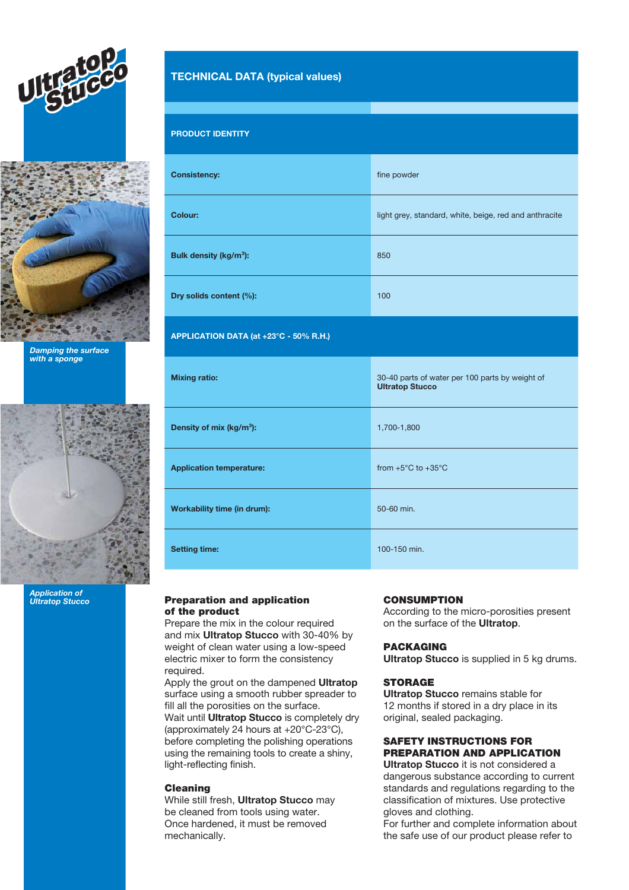Ultratop Stucco

Damping the surface with a sponge

Application of Ultratop Stucco

## TECHNICAL DATA (typical values)

| PRODUCT IDENTITY | |
|---|---|
| **Consistency:** | fine powder |
| **Colour:** | light grey, standard, white, beige, red and anthracite |
| **Bulk density (kg/m³):** | 850 |
| **Dry solids content (%):** | 100 |
| **APPLICATION DATA (at +23°C - 50% R.H.)** | |
| **Mixing ratio:** | 30-40 parts of water per 100 parts by weight of **Ultratop Stucco** |
| **Density of mix (kg/m³):** | 1,700-1,800 |
| **Application temperature:** | from +5°C to +35°C |
| **Workability time (in drum):** | 50-60 min. |
| **Setting time:** | 100-150 min. |

### Preparation and application of the product

Prepare the mix in the colour required and mix **Ultratop Stucco** with 30-40% by weight of clean water using a low-speed electric mixer to form the consistency required.
Apply the grout on the dampened **Ultratop** surface using a smooth rubber spreader to fill all the porosities on the surface.
Wait until **Ultratop Stucco** is completely dry (approximately 24 hours at +20°C-23°C), before completing the polishing operations using the remaining tools to create a shiny, light-reflecting finish.

### Cleaning

While still fresh, **Ultratop Stucco** may be cleaned from tools using water.
Once hardened, it must be removed mechanically.

### CONSUMPTION

According to the micro-porosities present on the surface of the **Ultratop**.

### PACKAGING

**Ultratop Stucco** is supplied in 5 kg drums.

### STORAGE

**Ultratop Stucco** remains stable for 12 months if stored in a dry place in its original, sealed packaging.

### SAFETY INSTRUCTIONS FOR PREPARATION AND APPLICATION

**Ultratop Stucco** it is not considered a dangerous substance according to current standards and regulations regarding to the classification of mixtures. Use protective gloves and clothing.
For further and complete information about the safe use of our product please refer to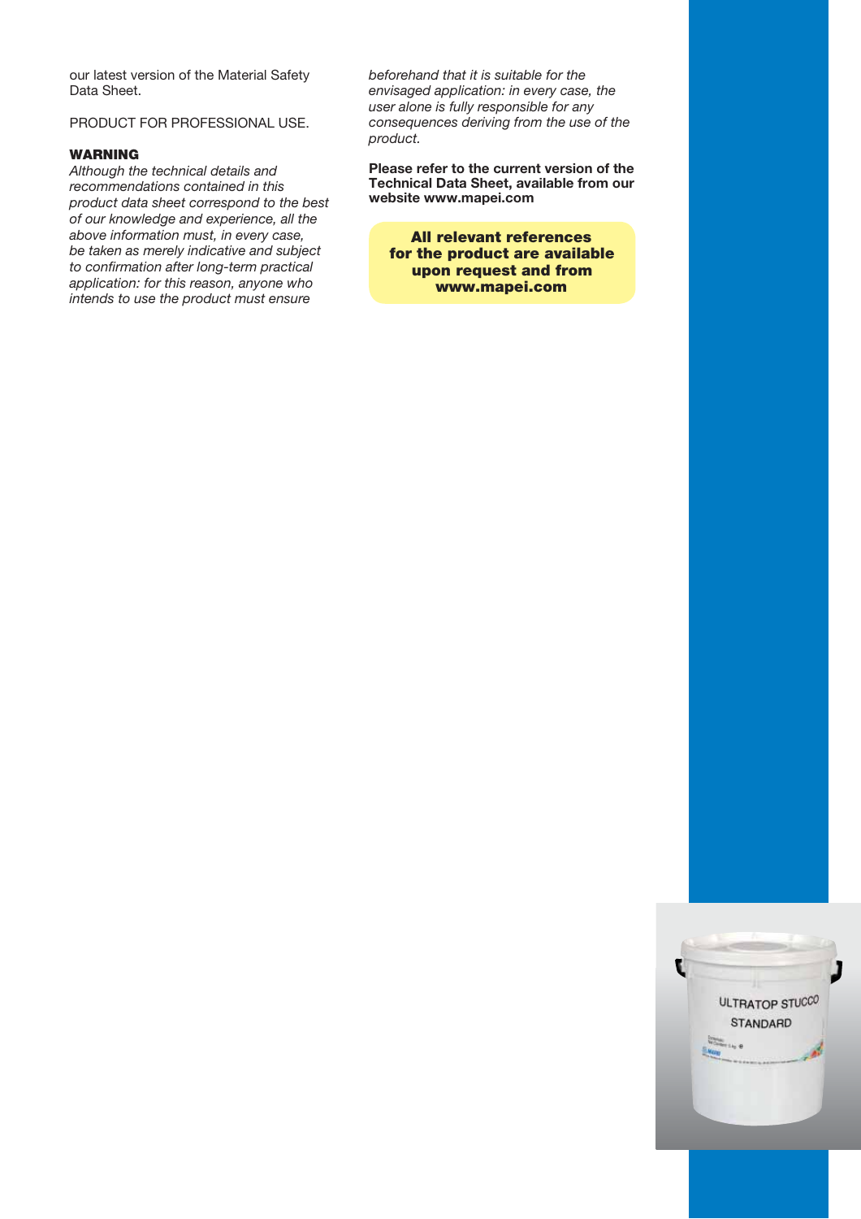our latest version of the Material Safety Data Sheet.

PRODUCT FOR PROFESSIONAL USE.

**WARNING**

*Although the technical details and recommendations contained in this product data sheet correspond to the best of our knowledge and experience, all the above information must, in every case, be taken as merely indicative and subject to confirmation after long-term practical application: for this reason, anyone who intends to use the product must ensure beforehand that it is suitable for the envisaged application: in every case, the user alone is fully responsible for any consequences deriving from the use of the product.*

**Please refer to the current version of the Technical Data Sheet, available from our website www.mapei.com**

**All relevant references for the product are available upon request and from www.mapei.com**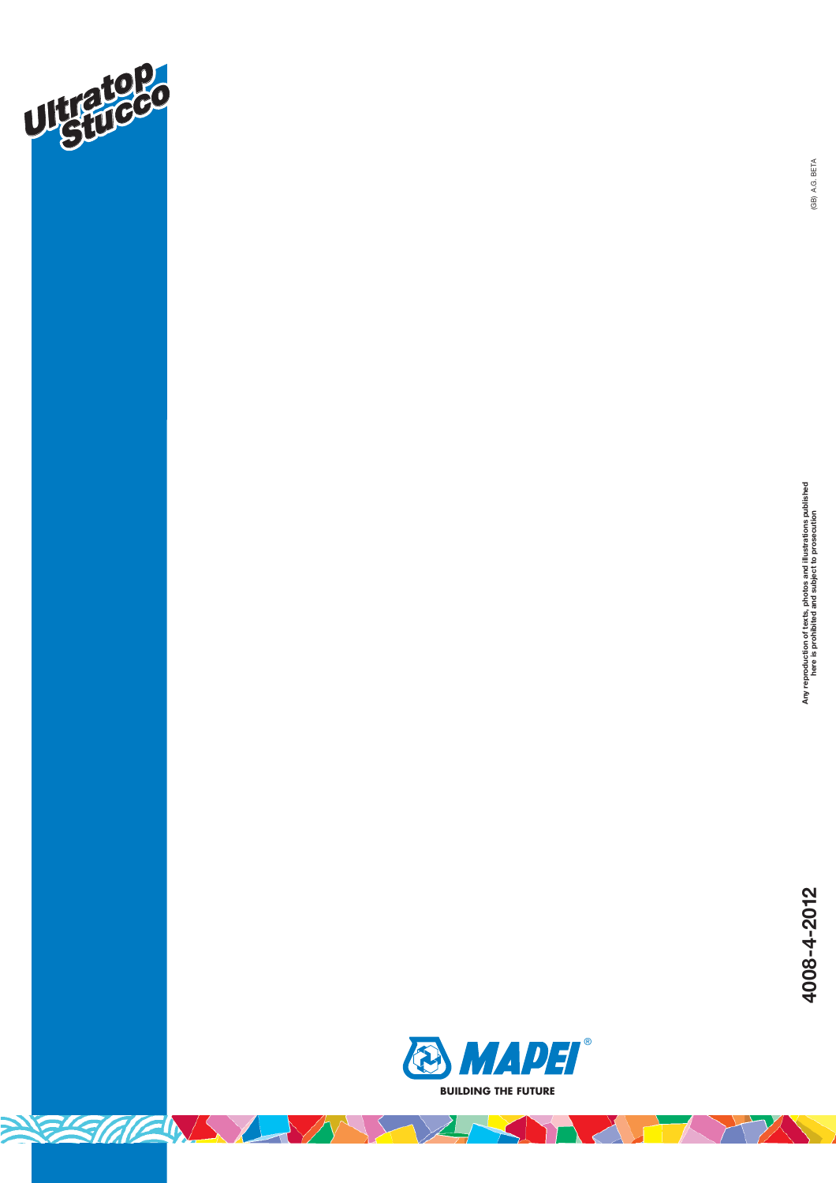# Ultratop Stucco

Any reproduction of texts, photos and illustrations published here is prohibited and subject to prosecution

4008-4-2012

(GB) A.G. BETA

MAPEI®

BUILDING THE FUTURE